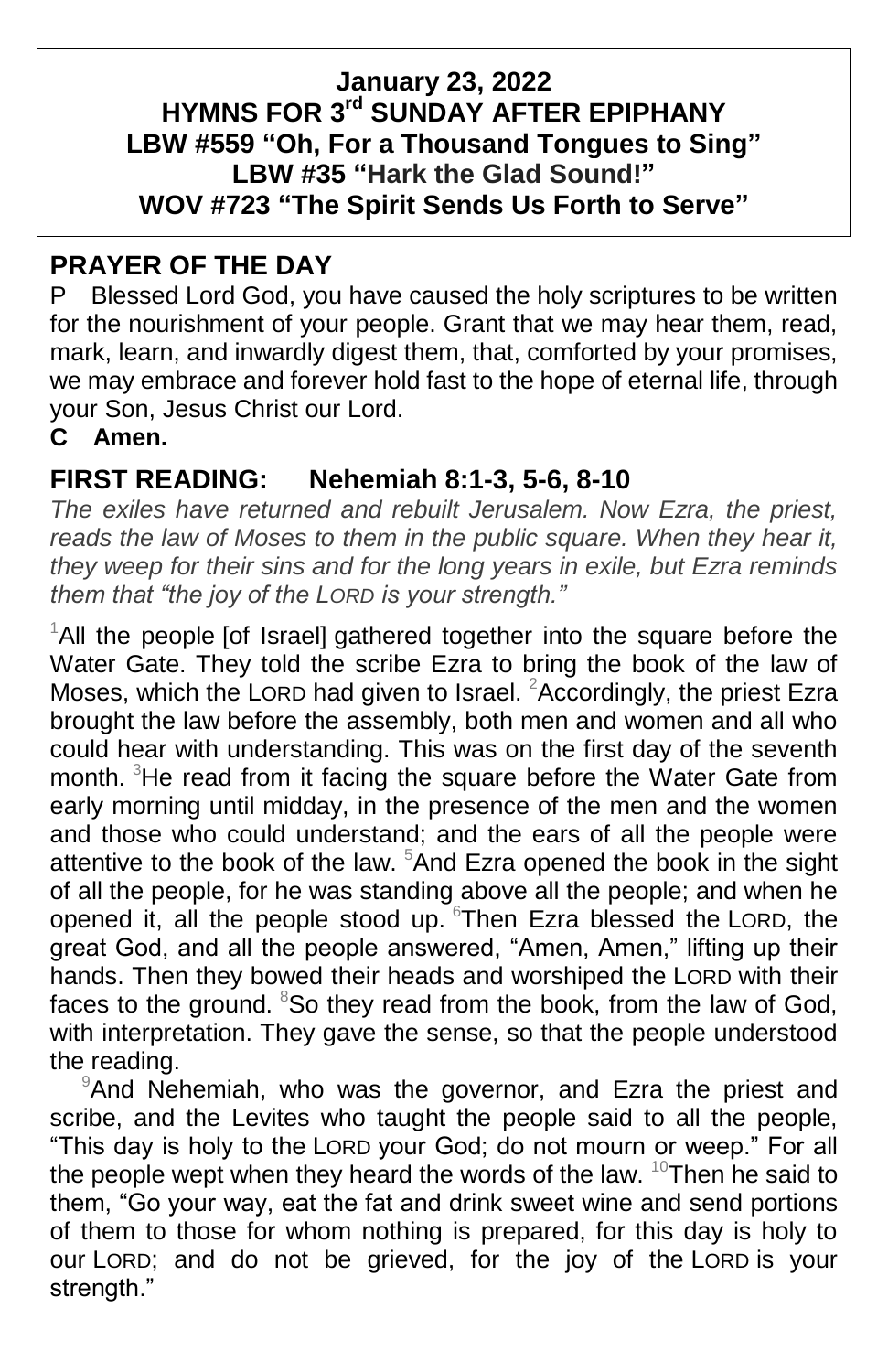**January 23, 2022**
**HYMNS FOR 3rd SUNDAY AFTER EPIPHANY**
**LBW #559 "Oh, For a Thousand Tongues to Sing"**
**LBW #35 "Hark the Glad Sound!"**
**WOV #723 "The Spirit Sends Us Forth to Serve"**

## PRAYER OF THE DAY

P Blessed Lord God, you have caused the holy scriptures to be written for the nourishment of your people. Grant that we may hear them, read, mark, learn, and inwardly digest them, that, comforted by your promises, we may embrace and forever hold fast to the hope of eternal life, through your Son, Jesus Christ our Lord.

**C Amen.**

## FIRST READING: Nehemiah 8:1-3, 5-6, 8-10

*The exiles have returned and rebuilt Jerusalem. Now Ezra, the priest, reads the law of Moses to them in the public square. When they hear it, they weep for their sins and for the long years in exile, but Ezra reminds them that "the joy of the LORD is your strength."*

[1]All the people [of Israel] gathered together into the square before the Water Gate. They told the scribe Ezra to bring the book of the law of Moses, which the LORD had given to Israel. [2]Accordingly, the priest Ezra brought the law before the assembly, both men and women and all who could hear with understanding. This was on the first day of the seventh month. [3]He read from it facing the square before the Water Gate from early morning until midday, in the presence of the men and the women and those who could understand; and the ears of all the people were attentive to the book of the law. [5]And Ezra opened the book in the sight of all the people, for he was standing above all the people; and when he opened it, all the people stood up. [6]Then Ezra blessed the LORD, the great God, and all the people answered, "Amen, Amen," lifting up their hands. Then they bowed their heads and worshiped the LORD with their faces to the ground. [8]So they read from the book, from the law of God, with interpretation. They gave the sense, so that the people understood the reading.

[9]And Nehemiah, who was the governor, and Ezra the priest and scribe, and the Levites who taught the people said to all the people, "This day is holy to the LORD your God; do not mourn or weep." For all the people wept when they heard the words of the law. [10]Then he said to them, "Go your way, eat the fat and drink sweet wine and send portions of them to those for whom nothing is prepared, for this day is holy to our LORD; and do not be grieved, for the joy of the LORD is your strength."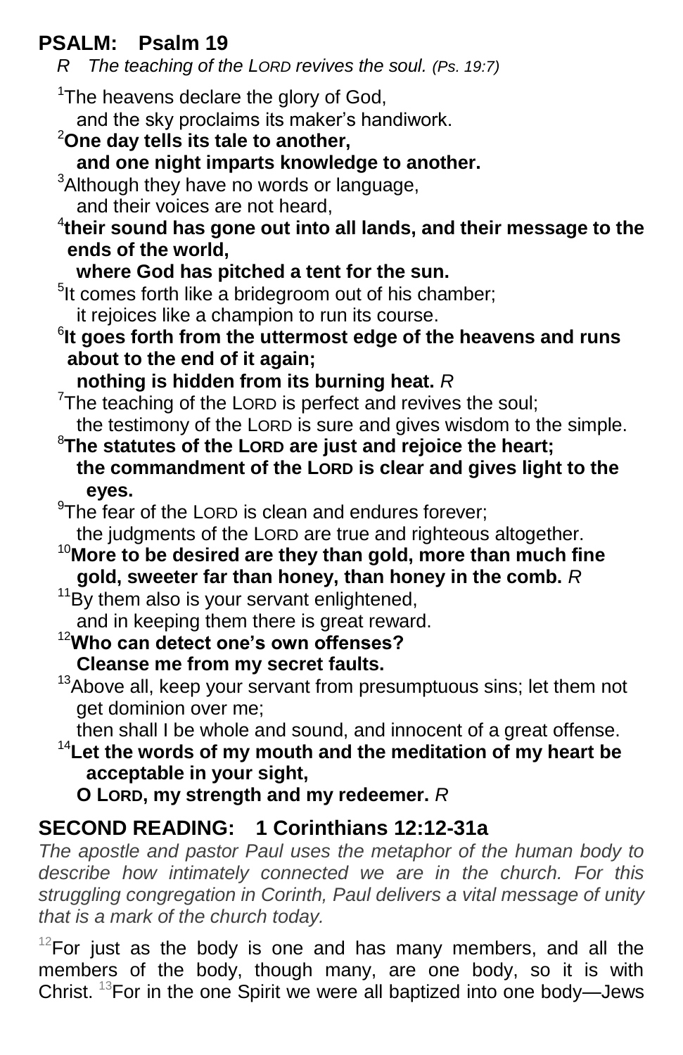## PSALM: Psalm 19

*R The teaching of the LORD revives the soul. (Ps. 19:7)*

[1]The heavens declare the glory of God,
and the sky proclaims its maker's handiwork.

**[2]One day tells its tale to another,
and one night imparts knowledge to another.**

[3]Although they have no words or language,
and their voices are not heard,

**[4]their sound has gone out into all lands, and their message to the ends of the world,
where God has pitched a tent for the sun.**

[5]It comes forth like a bridegroom out of his chamber;
it rejoices like a champion to run its course.

**[6]It goes forth from the uttermost edge of the heavens and runs about to the end of it again;
nothing is hidden from its burning heat.** *R*

[7]The teaching of the LORD is perfect and revives the soul;
the testimony of the LORD is sure and gives wisdom to the simple.

**[8]The statutes of the LORD are just and rejoice the heart;
the commandment of the LORD is clear and gives light to the eyes.**

[9]The fear of the LORD is clean and endures forever;
the judgments of the LORD are true and righteous altogether.

**[10]More to be desired are they than gold, more than much fine gold, sweeter far than honey, than honey in the comb.** *R*

[11]By them also is your servant enlightened,
and in keeping them there is great reward.

**[12]Who can detect one's own offenses?
Cleanse me from my secret faults.**

[13]Above all, keep your servant from presumptuous sins; let them not get dominion over me;
then shall I be whole and sound, and innocent of a great offense.

**[14]Let the words of my mouth and the meditation of my heart be acceptable in your sight,
O LORD, my strength and my redeemer.** *R*

## SECOND READING: 1 Corinthians 12:12-31a

*The apostle and pastor Paul uses the metaphor of the human body to describe how intimately connected we are in the church. For this struggling congregation in Corinth, Paul delivers a vital message of unity that is a mark of the church today.*

[12]For just as the body is one and has many members, and all the members of the body, though many, are one body, so it is with Christ. [13]For in the one Spirit we were all baptized into one body—Jews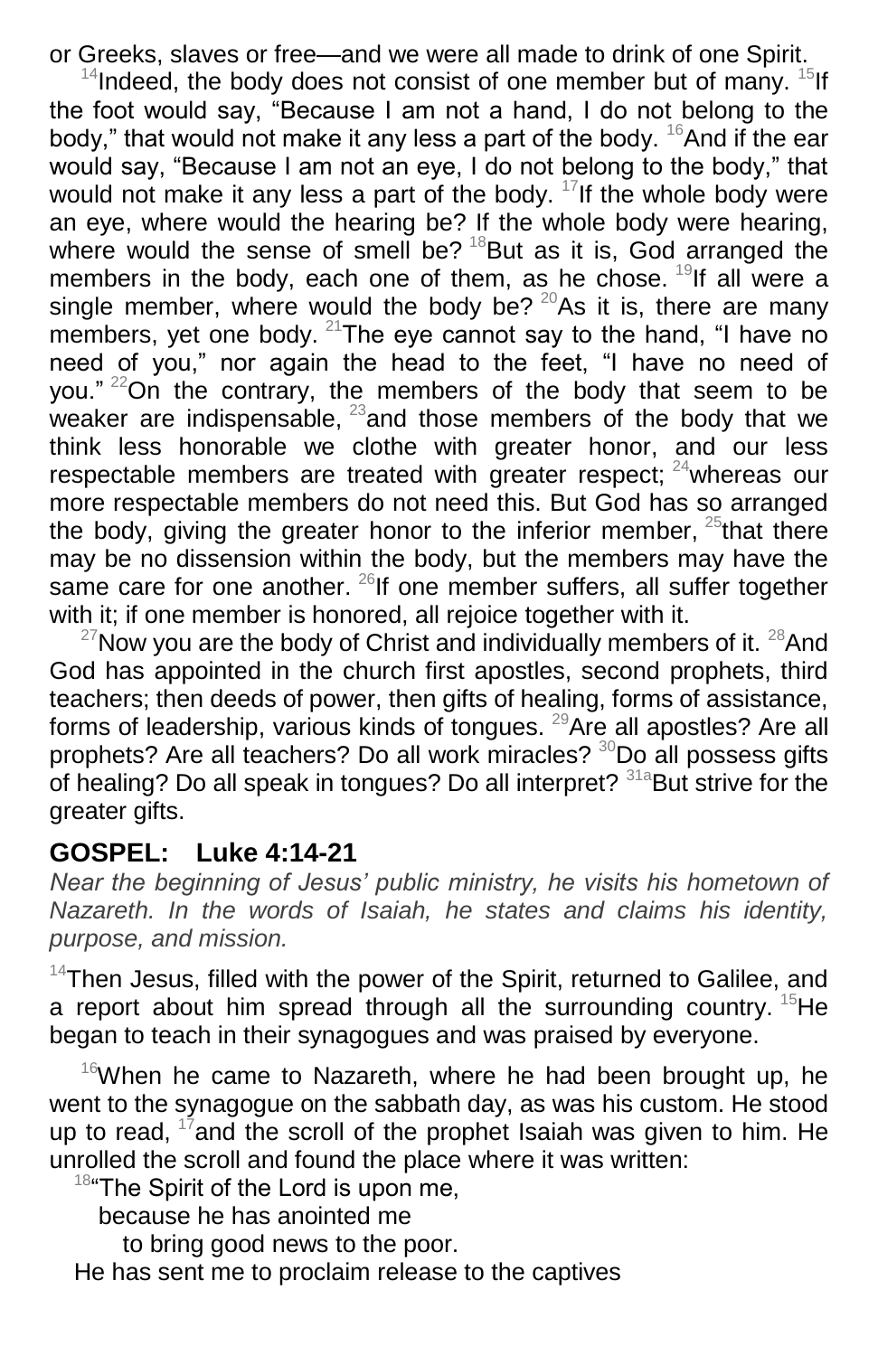or Greeks, slaves or free—and we were all made to drink of one Spirit.

[14]Indeed, the body does not consist of one member but of many. [15]If the foot would say, "Because I am not a hand, I do not belong to the body," that would not make it any less a part of the body. [16]And if the ear would say, "Because I am not an eye, I do not belong to the body," that would not make it any less a part of the body. [17]If the whole body were an eye, where would the hearing be? If the whole body were hearing, where would the sense of smell be? [18]But as it is, God arranged the members in the body, each one of them, as he chose. [19]If all were a single member, where would the body be? [20]As it is, there are many members, yet one body. [21]The eye cannot say to the hand, "I have no need of you," nor again the head to the feet, "I have no need of you." [22]On the contrary, the members of the body that seem to be weaker are indispensable, [23]and those members of the body that we think less honorable we clothe with greater honor, and our less respectable members are treated with greater respect; [24]whereas our more respectable members do not need this. But God has so arranged the body, giving the greater honor to the inferior member, [25]that there may be no dissension within the body, but the members may have the same care for one another. [26]If one member suffers, all suffer together with it; if one member is honored, all rejoice together with it.

[27]Now you are the body of Christ and individually members of it. [28]And God has appointed in the church first apostles, second prophets, third teachers; then deeds of power, then gifts of healing, forms of assistance, forms of leadership, various kinds of tongues. [29]Are all apostles? Are all prophets? Are all teachers? Do all work miracles? [30]Do all possess gifts of healing? Do all speak in tongues? Do all interpret? [31a]But strive for the greater gifts.

## GOSPEL: Luke 4:14-21

*Near the beginning of Jesus' public ministry, he visits his hometown of Nazareth. In the words of Isaiah, he states and claims his identity, purpose, and mission.*

[14]Then Jesus, filled with the power of the Spirit, returned to Galilee, and a report about him spread through all the surrounding country. [15]He began to teach in their synagogues and was praised by everyone.

[16]When he came to Nazareth, where he had been brought up, he went to the synagogue on the sabbath day, as was his custom. He stood up to read, [17]and the scroll of the prophet Isaiah was given to him. He unrolled the scroll and found the place where it was written:

[18]"The Spirit of the Lord is upon me,
because he has anointed me
to bring good news to the poor.
He has sent me to proclaim release to the captives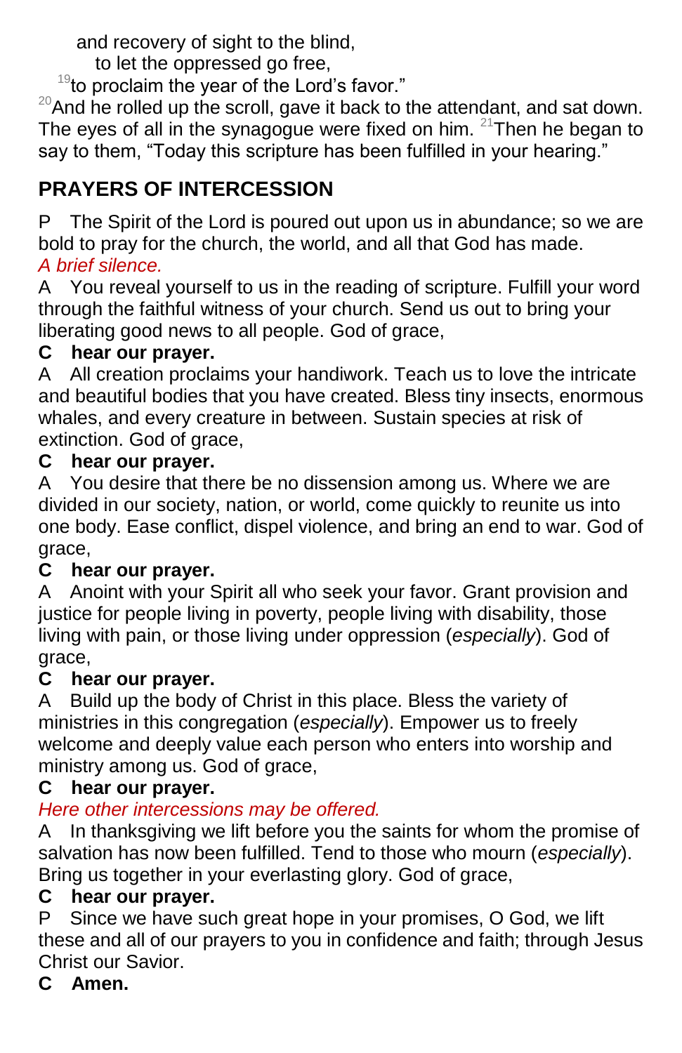and recovery of sight to the blind,
to let the oppressed go free,
[19]to proclaim the year of the Lord's favor."
[20]And he rolled up the scroll, gave it back to the attendant, and sat down. The eyes of all in the synagogue were fixed on him. [21]Then he began to say to them, "Today this scripture has been fulfilled in your hearing."

## PRAYERS OF INTERCESSION

P The Spirit of the Lord is poured out upon us in abundance; so we are bold to pray for the church, the world, and all that God has made.
*A brief silence.*
A You reveal yourself to us in the reading of scripture. Fulfill your word through the faithful witness of your church. Send us out to bring your liberating good news to all people. God of grace,
**C hear our prayer.**
A All creation proclaims your handiwork. Teach us to love the intricate and beautiful bodies that you have created. Bless tiny insects, enormous whales, and every creature in between. Sustain species at risk of extinction. God of grace,
**C hear our prayer.**
A You desire that there be no dissension among us. Where we are divided in our society, nation, or world, come quickly to reunite us into one body. Ease conflict, dispel violence, and bring an end to war. God of grace,
**C hear our prayer.**
A Anoint with your Spirit all who seek your favor. Grant provision and justice for people living in poverty, people living with disability, those living with pain, or those living under oppression (*especially*). God of grace,
**C hear our prayer.**
A Build up the body of Christ in this place. Bless the variety of ministries in this congregation (*especially*). Empower us to freely welcome and deeply value each person who enters into worship and ministry among us. God of grace,
**C hear our prayer.**
*Here other intercessions may be offered.*
A In thanksgiving we lift before you the saints for whom the promise of salvation has now been fulfilled. Tend to those who mourn (*especially*). Bring us together in your everlasting glory. God of grace,
**C hear our prayer.**
P Since we have such great hope in your promises, O God, we lift these and all of our prayers to you in confidence and faith; through Jesus Christ our Savior.
**C Amen.**